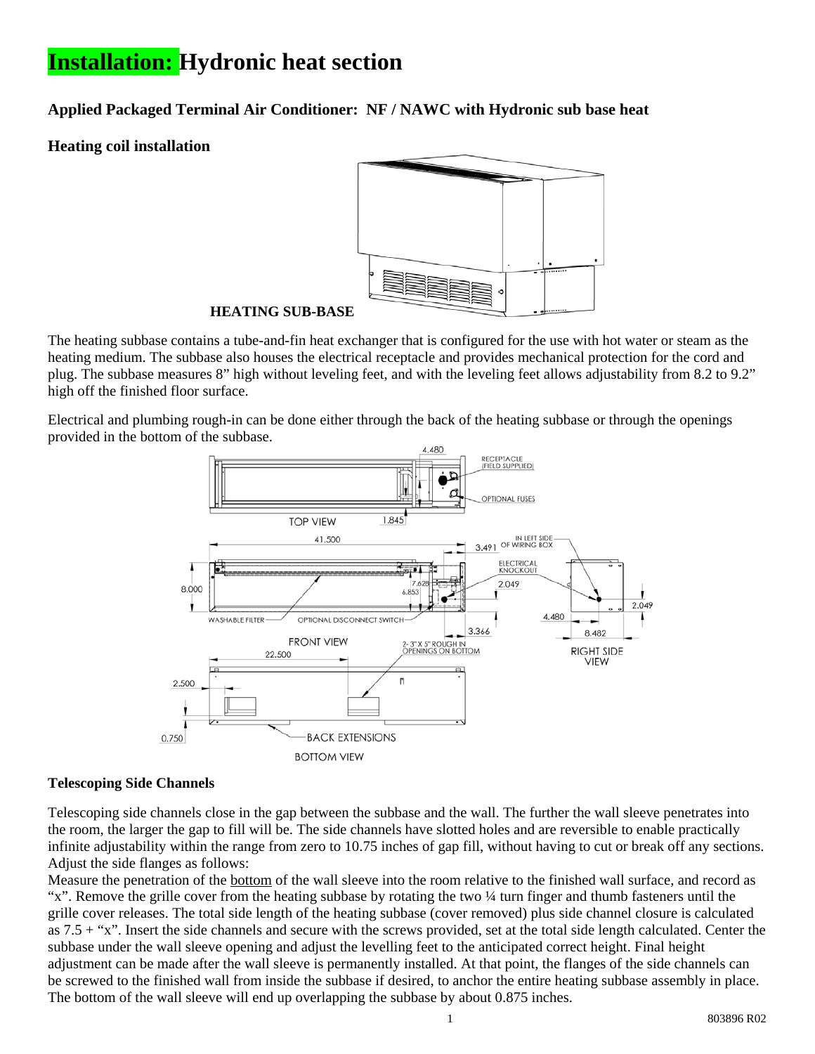# Installation: Hydronic heat section

### Applied Packaged Terminal Air Conditioner: NF / NAWC with Hydronic sub base heat

### Heating coil installation

**HEATING SUB-BASE**

The heating subbase contains a tube-and-fin heat exchanger that is configured for the use with hot water or steam as the heating medium. The subbase also houses the electrical receptacle and provides mechanical protection for the cord and plug. The subbase measures 8” high without leveling feet, and with the leveling feet allows adjustability from 8.2 to 9.2” high off the finished floor surface.

Electrical and plumbing rough-in can be done either through the back of the heating subbase or through the openings provided in the bottom of the subbase.

### Telescoping Side Channels

Telescoping side channels close in the gap between the subbase and the wall. The further the wall sleeve penetrates into the room, the larger the gap to fill will be. The side channels have slotted holes and are reversible to enable practically infinite adjustability within the range from zero to 10.75 inches of gap fill, without having to cut or break off any sections. Adjust the side flanges as follows:

Measure the penetration of the bottom of the wall sleeve into the room relative to the finished wall surface, and record as “x”. Remove the grille cover from the heating subbase by rotating the two ¼ turn finger and thumb fasteners until the grille cover releases. The total side length of the heating subbase (cover removed) plus side channel closure is calculated as 7.5 + “x”. Insert the side channels and secure with the screws provided, set at the total side length calculated. Center the subbase under the wall sleeve opening and adjust the levelling feet to the anticipated correct height. Final height adjustment can be made after the wall sleeve is permanently installed. At that point, the flanges of the side channels can be screwed to the finished wall from inside the subbase if desired, to anchor the entire heating subbase assembly in place. The bottom of the wall sleeve will end up overlapping the subbase by about 0.875 inches.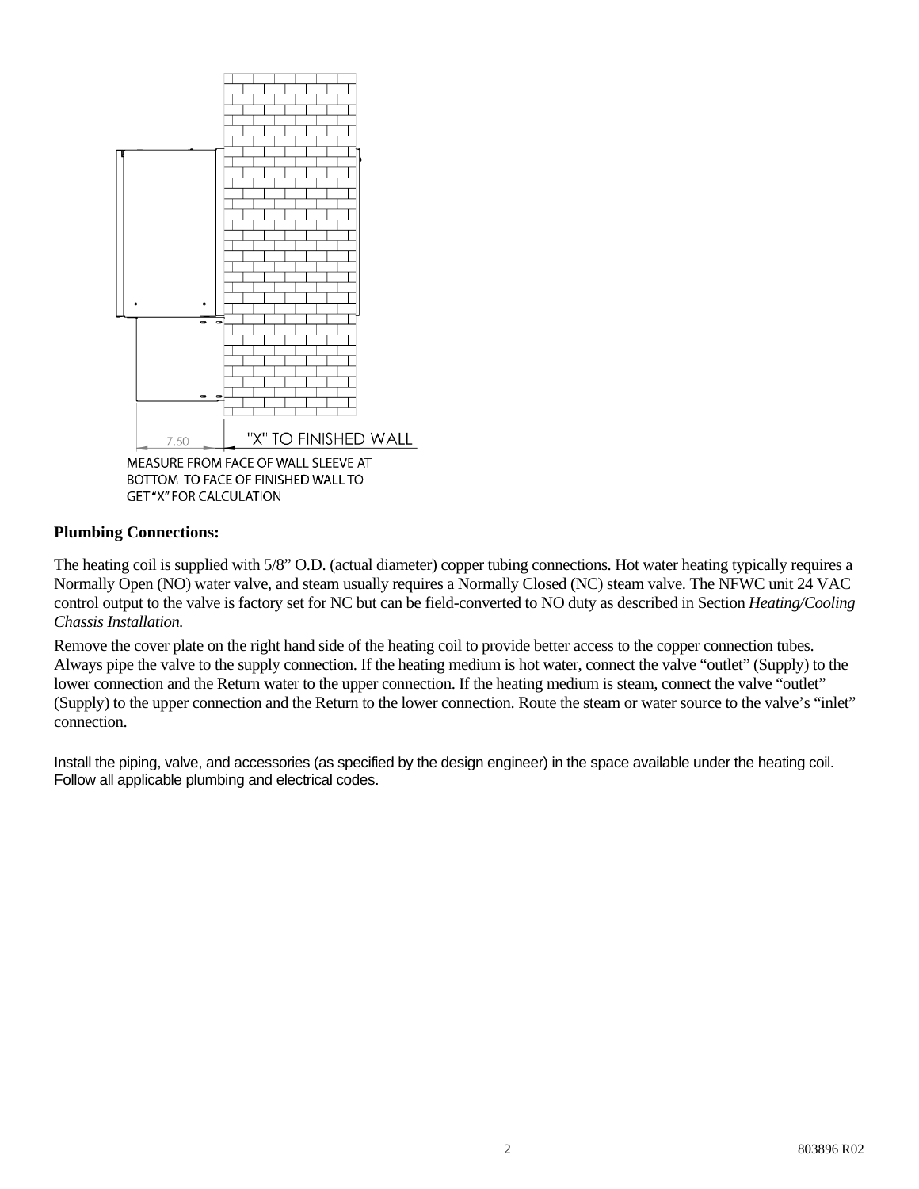7.50

"X" TO FINISHED WALL

MEASURE FROM FACE OF WALL SLEEVE AT BOTTOM TO FACE OF FINISHED WALL TO GET "X" FOR CALCULATION

**Plumbing Connections:**

The heating coil is supplied with 5/8" O.D. (actual diameter) copper tubing connections. Hot water heating typically requires a Normally Open (NO) water valve, and steam usually requires a Normally Closed (NC) steam valve. The NFWC unit 24 VAC control output to the valve is factory set for NC but can be field-converted to NO duty as described in Section *Heating/Cooling Chassis Installation.*

Remove the cover plate on the right hand side of the heating coil to provide better access to the copper connection tubes. Always pipe the valve to the supply connection. If the heating medium is hot water, connect the valve "outlet" (Supply) to the lower connection and the Return water to the upper connection. If the heating medium is steam, connect the valve "outlet" (Supply) to the upper connection and the Return to the lower connection. Route the steam or water source to the valve's "inlet" connection.

Install the piping, valve, and accessories (as specified by the design engineer) in the space available under the heating coil. Follow all applicable plumbing and electrical codes.